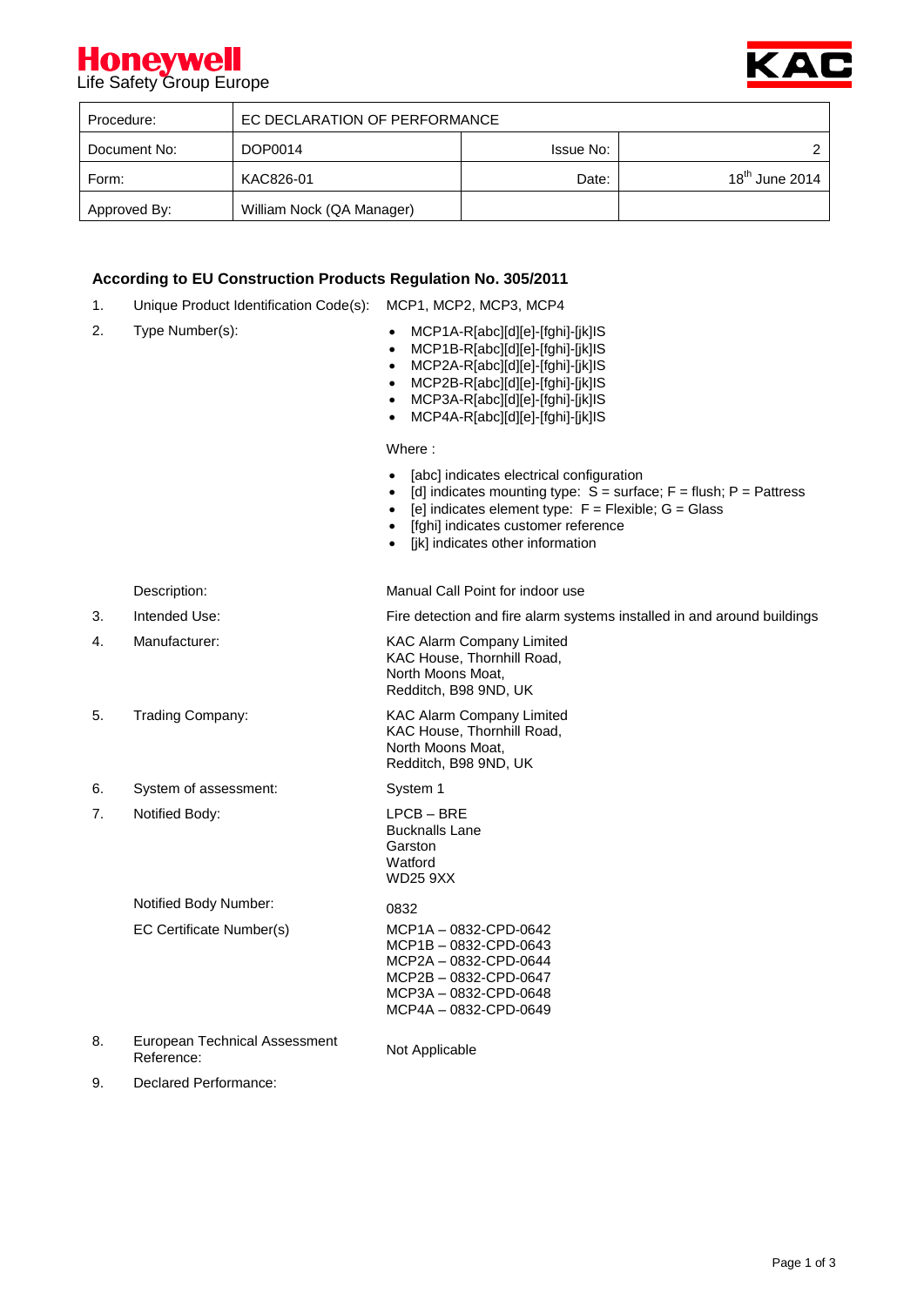Honeywell
Life Safety Group Europe

KAC

| Procedure: | EC DECLARATION OF PERFORMANCE | | |
|---|---|---|---|
| Document No: | DOP0014 | Issue No: | 2 |
| Form: | KAC826-01 | Date: | 18th June 2014 |
| Approved By: | William Nock (QA Manager) | | |

**According to EU Construction Products Regulation No. 305/2011**

1. Unique Product Identification Code(s): MCP1, MCP2, MCP3, MCP4

2. Type Number(s):
   - MCP1A-R[abc][d][e]-[fghi]-[jk]IS
   - MCP1B-R[abc][d][e]-[fghi]-[jk]IS
   - MCP2A-R[abc][d][e]-[fghi]-[jk]IS
   - MCP2B-R[abc][d][e]-[fghi]-[jk]IS
   - MCP3A-R[abc][d][e]-[fghi]-[jk]IS
   - MCP4A-R[abc][d][e]-[fghi]-[jk]IS

   Where :

   - [abc] indicates electrical configuration
   - [d] indicates mounting type: S = surface; F = flush; P = Pattress
   - [e] indicates element type: F = Flexible; G = Glass
   - [fghi] indicates customer reference
   - [jk] indicates other information

   Description: Manual Call Point for indoor use

3. Intended Use: Fire detection and fire alarm systems installed in and around buildings

4. Manufacturer: KAC Alarm Company Limited
   KAC House, Thornhill Road,
   North Moons Moat,
   Redditch, B98 9ND, UK

5. Trading Company: KAC Alarm Company Limited
   KAC House, Thornhill Road,
   North Moons Moat,
   Redditch, B98 9ND, UK

6. System of assessment: System 1

7. Notified Body: LPCB – BRE
   Bucknalls Lane
   Garston
   Watford
   WD25 9XX

   Notified Body Number: 0832

   EC Certificate Number(s)
   MCP1A – 0832-CPD-0642
   MCP1B – 0832-CPD-0643
   MCP2A – 0832-CPD-0644
   MCP2B – 0832-CPD-0647
   MCP3A – 0832-CPD-0648
   MCP4A – 0832-CPD-0649

8. European Technical Assessment Reference: Not Applicable

9. Declared Performance: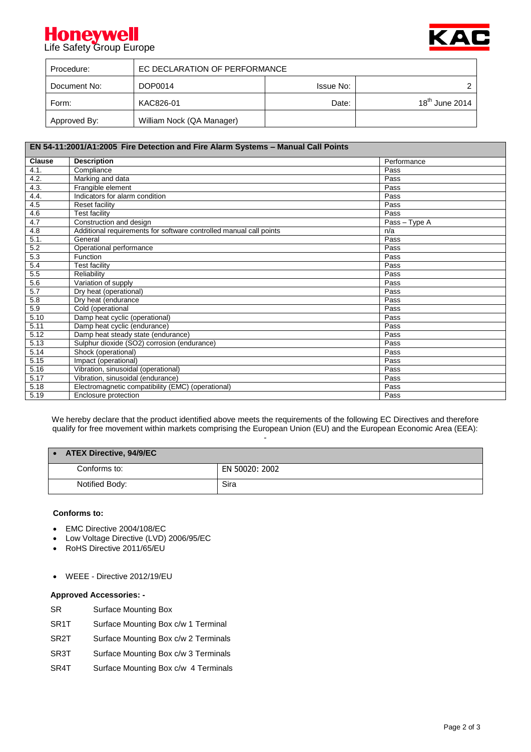**Honeywell**
Life Safety Group Europe

**KAC**

| Procedure: | EC DECLARATION OF PERFORMANCE | | |
|---|---|---|---|
| Document No: | DOP0014 | Issue No: | 2 |
| Form: | KAC826-01 | Date: | 18th June 2014 |
| Approved By: | William Nock (QA Manager) | | |

| **EN 54-11:2001/A1:2005 Fire Detection and Fire Alarm Systems – Manual Call Points** | | |
|---|---|---|
| **Clause** | **Description** | Performance |
| 4.1. | Compliance | Pass |
| 4.2. | Marking and data | Pass |
| 4.3. | Frangible element | Pass |
| 4.4. | Indicators for alarm condition | Pass |
| 4.5 | Reset facility | Pass |
| 4.6 | Test facility | Pass |
| 4.7 | Construction and design | Pass – Type A |
| 4.8 | Additional requirements for software controlled manual call points | n/a |
| 5.1. | General | Pass |
| 5.2 | Operational performance | Pass |
| 5.3 | Function | Pass |
| 5.4 | Test facility | Pass |
| 5.5 | Reliability | Pass |
| 5.6 | Variation of supply | Pass |
| 5.7 | Dry heat (operational) | Pass |
| 5.8 | Dry heat (endurance | Pass |
| 5.9 | Cold (operational | Pass |
| 5.10 | Damp heat cyclic (operational) | Pass |
| 5.11 | Damp heat cyclic (endurance) | Pass |
| 5.12 | Damp heat steady state (endurance) | Pass |
| 5.13 | Sulphur dioxide ($SO_2$) corrosion (endurance) | Pass |
| 5.14 | Shock (operational) | Pass |
| 5.15 | Impact (operational) | Pass |
| 5.16 | Vibration, sinusoidal (operational) | Pass |
| 5.17 | Vibration, sinusoidal (endurance) | Pass |
| 5.18 | Electromagnetic compatibility (EMC) (operational) | Pass |
| 5.19 | Enclosure protection | Pass |

We hereby declare that the product identified above meets the requirements of the following EC Directives and therefore qualify for free movement within markets comprising the European Union (EU) and the European Economic Area (EEA):

-

| • **ATEX Directive, 94/9/EC** | |
|---|---|
| Conforms to: | EN 50020: 2002 |
| Notified Body: | Sira |

**Conforms to:**

- EMC Directive 2004/108/EC
- Low Voltage Directive (LVD) 2006/95/EC
- RoHS Directive 2011/65/EU

- WEEE - Directive 2012/19/EU

**Approved Accessories: -**

| | |
|---|---|
| SR | Surface Mounting Box |
| SR1T | Surface Mounting Box c/w 1 Terminal |
| SR2T | Surface Mounting Box c/w 2 Terminals |
| SR3T | Surface Mounting Box c/w 3 Terminals |
| SR4T | Surface Mounting Box c/w 4 Terminals |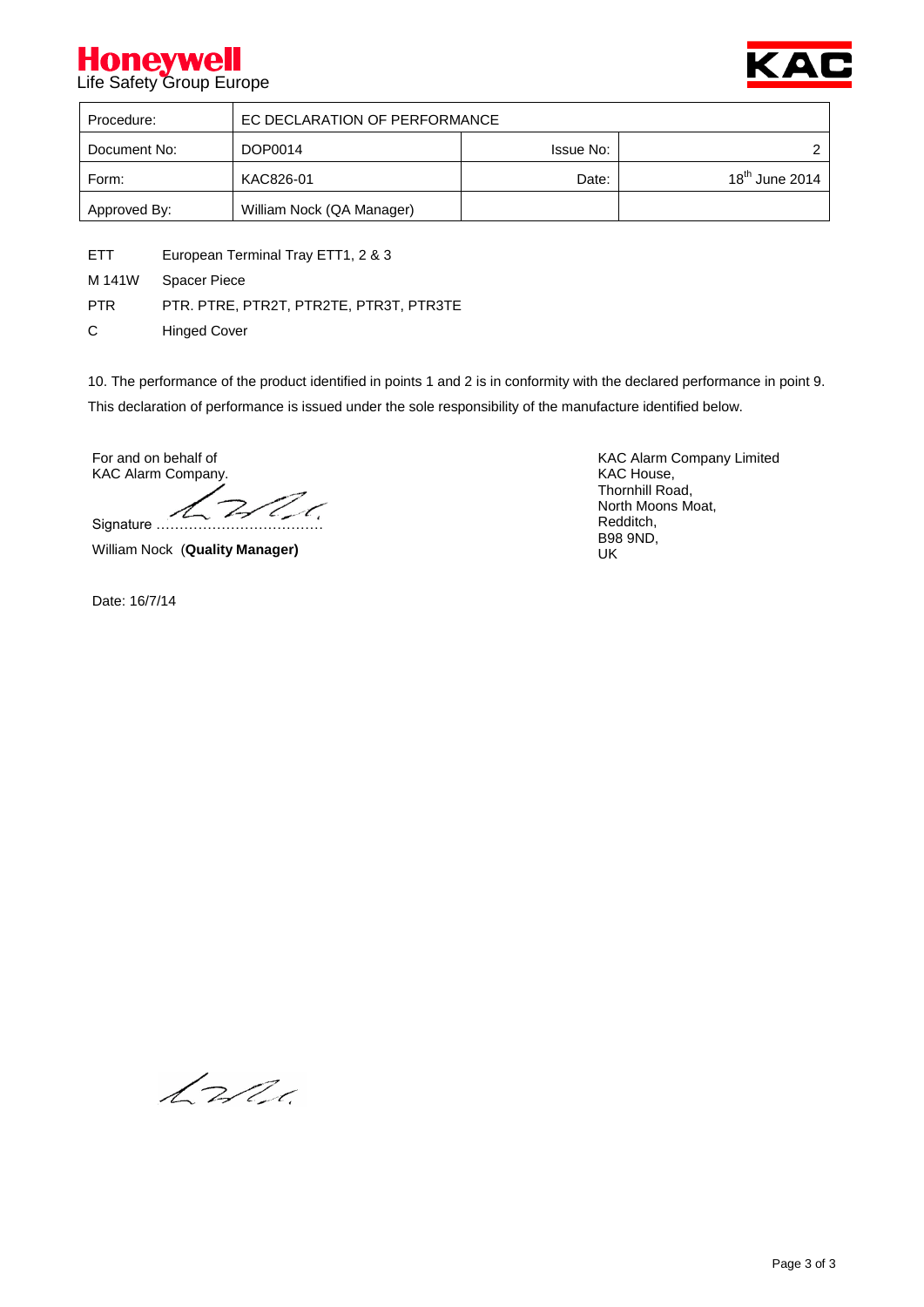Honeywell
Life Safety Group Europe

KAC

| | | | |
|---|---|---|---|
| Procedure: | EC DECLARATION OF PERFORMANCE | | |
| Document No: | DOP0014 | Issue No: | 2 |
| Form: | KAC826-01 | Date: | 18th June 2014 |
| Approved By: | William Nock (QA Manager) | | |

ETT European Terminal Tray ETT1, 2 & 3

M 141W Spacer Piece

PTR PTR. PTRE, PTR2T, PTR2TE, PTR3T, PTR3TE

C Hinged Cover

10. The performance of the product identified in points 1 and 2 is in conformity with the declared performance in point 9.

This declaration of performance is issued under the sole responsibility of the manufacture identified below.

For and on behalf of
KAC Alarm Company.

Signature ……………………………….

William Nock (**Quality Manager)**

Date: 16/7/14

KAC Alarm Company Limited
KAC House,
Thornhill Road,
North Moons Moat,
Redditch,
B98 9ND,
UK